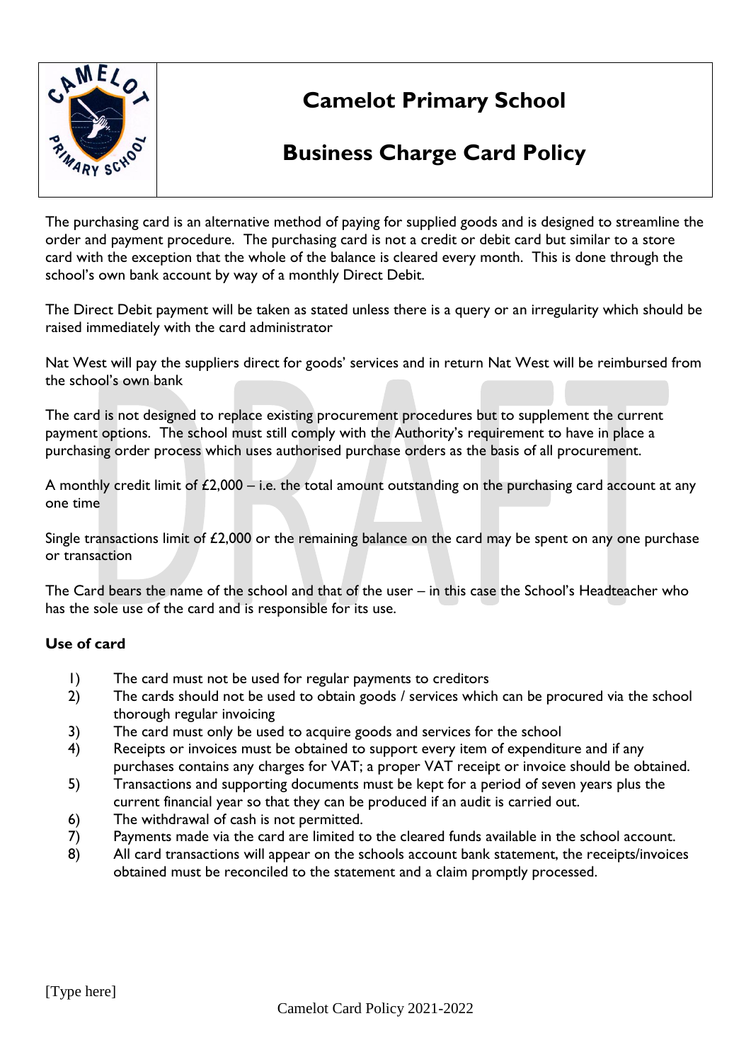# Camelot Primary School

## Business Charge Card Policy

The purchasing card is an alternative method of paying for supplied goods and is designed to streamline the order and payment procedure. The purchasing card is not a credit or debit card but similar to a store card with the exception that the whole of the balance is cleared every month. This is done through the school's own bank account by way of a monthly Direct Debit.

The Direct Debit payment will be taken as stated unless there is a query or an irregularity which should be raised immediately with the card administrator

Nat West will pay the suppliers direct for goods' services and in return Nat West will be reimbursed from the school's own bank

The card is not designed to replace existing procurement procedures but to supplement the current payment options. The school must still comply with the Authority's requirement to have in place a purchasing order process which uses authorised purchase orders as the basis of all procurement.

A monthly credit limit of £2,000 – i.e. the total amount outstanding on the purchasing card account at any one time

Single transactions limit of £2,000 or the remaining balance on the card may be spent on any one purchase or transaction

The Card bears the name of the school and that of the user – in this case the School's Headteacher who has the sole use of the card and is responsible for its use.

**Use of card**

1) The card must not be used for regular payments to creditors
2) The cards should not be used to obtain goods / services which can be procured via the school thorough regular invoicing
3) The card must only be used to acquire goods and services for the school
4) Receipts or invoices must be obtained to support every item of expenditure and if any purchases contains any charges for VAT; a proper VAT receipt or invoice should be obtained.
5) Transactions and supporting documents must be kept for a period of seven years plus the current financial year so that they can be produced if an audit is carried out.
6) The withdrawal of cash is not permitted.
7) Payments made via the card are limited to the cleared funds available in the school account.
8) All card transactions will appear on the schools account bank statement, the receipts/invoices obtained must be reconciled to the statement and a claim promptly processed.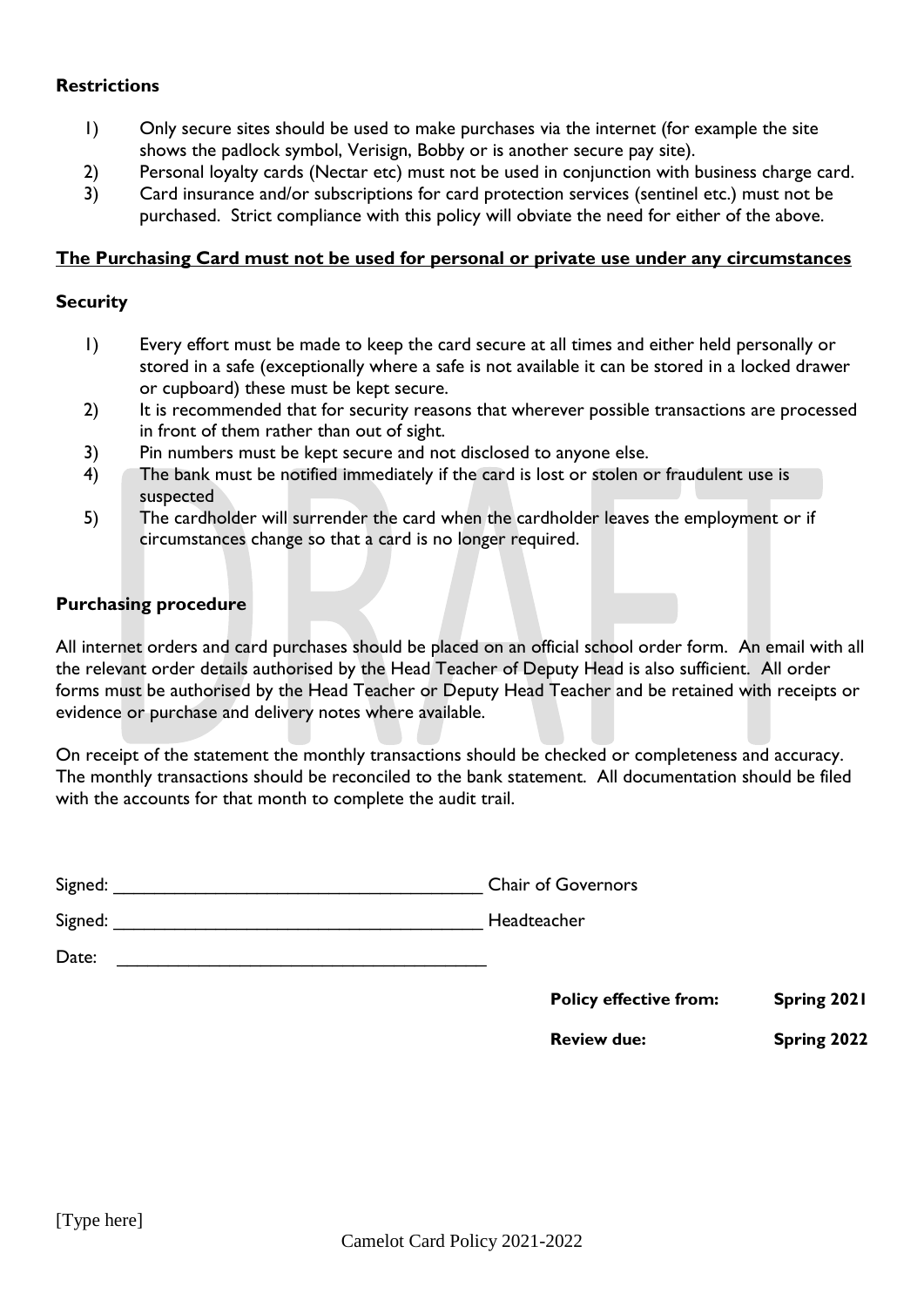**Restrictions**

1) Only secure sites should be used to make purchases via the internet (for example the site shows the padlock symbol, Verisign, Bobby or is another secure pay site).
2) Personal loyalty cards (Nectar etc) must not be used in conjunction with business charge card.
3) Card insurance and/or subscriptions for card protection services (sentinel etc.) must not be purchased. Strict compliance with this policy will obviate the need for either of the above.

**<u>The Purchasing Card must not be used for personal or private use under any circumstances</u>**

**Security**

1) Every effort must be made to keep the card secure at all times and either held personally or stored in a safe (exceptionally where a safe is not available it can be stored in a locked drawer or cupboard) these must be kept secure.
2) It is recommended that for security reasons that wherever possible transactions are processed in front of them rather than out of sight.
3) Pin numbers must be kept secure and not disclosed to anyone else.
4) The bank must be notified immediately if the card is lost or stolen or fraudulent use is suspected
5) The cardholder will surrender the card when the cardholder leaves the employment or if circumstances change so that a card is no longer required.

**Purchasing procedure**

All internet orders and card purchases should be placed on an official school order form. An email with all the relevant order details authorised by the Head Teacher of Deputy Head is also sufficient. All order forms must be authorised by the Head Teacher or Deputy Head Teacher and be retained with receipts or evidence or purchase and delivery notes where available.

On receipt of the statement the monthly transactions should be checked or completeness and accuracy. The monthly transactions should be reconciled to the bank statement. All documentation should be filed with the accounts for that month to complete the audit trail.

Signed: ______________________________________ Chair of Governors

Signed: ______________________________________ Headteacher

Date: ______________________________________

**Policy effective from:** **Spring 2021**

**Review due:** **Spring 2022**